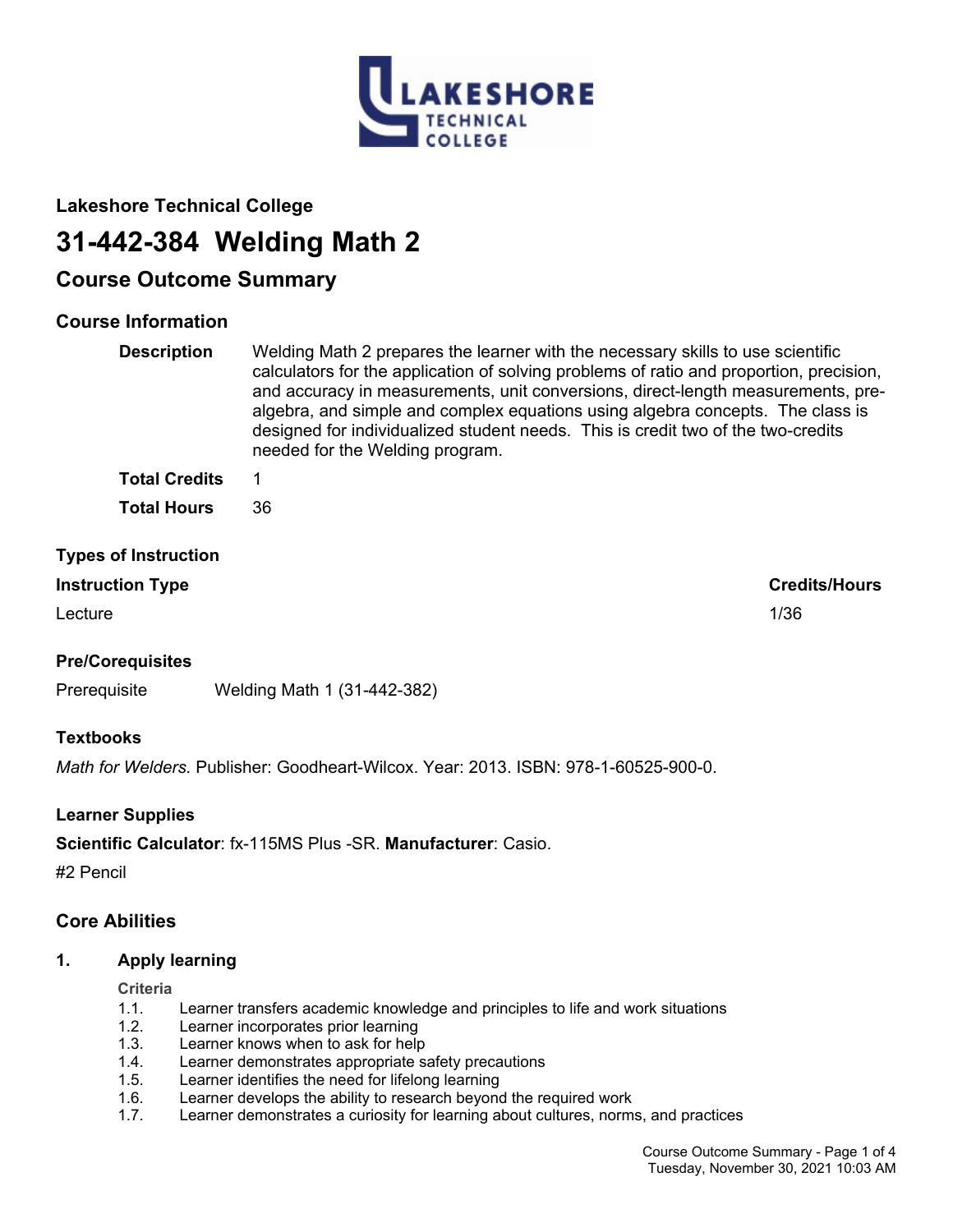## Lakeshore Technical College

# 31-442-384 Welding Math 2

## Course Outcome Summary

### Course Information

**Description** Welding Math 2 prepares the learner with the necessary skills to use scientific calculators for the application of solving problems of ratio and proportion, precision, and accuracy in measurements, unit conversions, direct-length measurements, pre-algebra, and simple and complex equations using algebra concepts. The class is designed for individualized student needs. This is credit two of the two-credits needed for the Welding program.

**Total Credits** 1

**Total Hours** 36

### Types of Instruction

| Instruction Type | Credits/Hours |
|---|---|
| Lecture | 1/36 |

### Pre/Corequisites

Prerequisite Welding Math 1 (31-442-382)

### Textbooks

*Math for Welders.* Publisher: Goodheart-Wilcox. Year: 2013. ISBN: 978-1-60525-900-0.

### Learner Supplies

**Scientific Calculator**: fx-115MS Plus -SR. **Manufacturer**: Casio.

#2 Pencil

## Core Abilities

### 1. Apply learning

**Criteria**

1.1. Learner transfers academic knowledge and principles to life and work situations
1.2. Learner incorporates prior learning
1.3. Learner knows when to ask for help
1.4. Learner demonstrates appropriate safety precautions
1.5. Learner identifies the need for lifelong learning
1.6. Learner develops the ability to research beyond the required work
1.7. Learner demonstrates a curiosity for learning about cultures, norms, and practices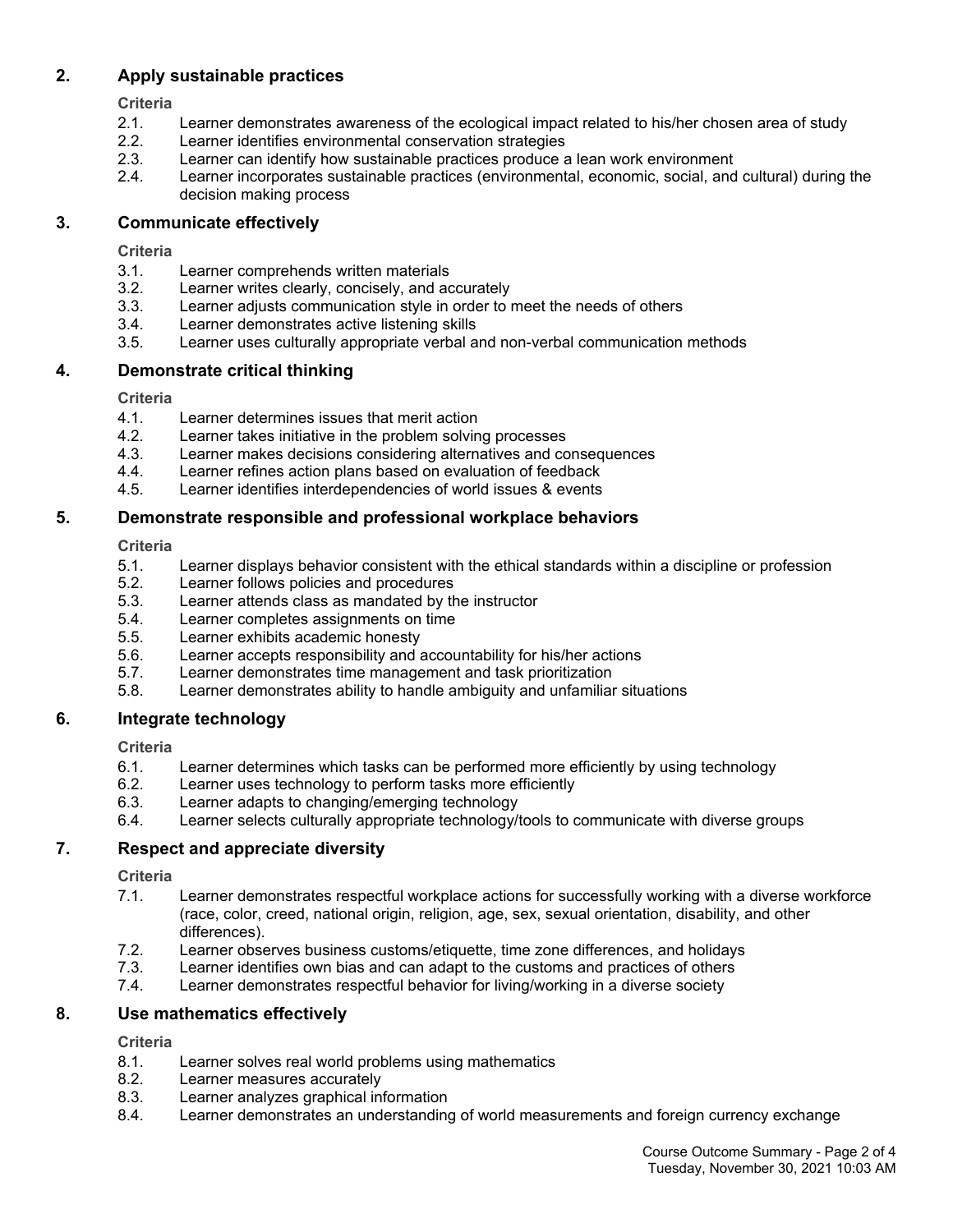## 2. Apply sustainable practices

**Criteria**

- 2.1. Learner demonstrates awareness of the ecological impact related to his/her chosen area of study
- 2.2. Learner identifies environmental conservation strategies
- 2.3. Learner can identify how sustainable practices produce a lean work environment
- 2.4. Learner incorporates sustainable practices (environmental, economic, social, and cultural) during the decision making process

## 3. Communicate effectively

**Criteria**

- 3.1. Learner comprehends written materials
- 3.2. Learner writes clearly, concisely, and accurately
- 3.3. Learner adjusts communication style in order to meet the needs of others
- 3.4. Learner demonstrates active listening skills
- 3.5. Learner uses culturally appropriate verbal and non-verbal communication methods

## 4. Demonstrate critical thinking

**Criteria**

- 4.1. Learner determines issues that merit action
- 4.2. Learner takes initiative in the problem solving processes
- 4.3. Learner makes decisions considering alternatives and consequences
- 4.4. Learner refines action plans based on evaluation of feedback
- 4.5. Learner identifies interdependencies of world issues & events

## 5. Demonstrate responsible and professional workplace behaviors

**Criteria**

- 5.1. Learner displays behavior consistent with the ethical standards within a discipline or profession
- 5.2. Learner follows policies and procedures
- 5.3. Learner attends class as mandated by the instructor
- 5.4. Learner completes assignments on time
- 5.5. Learner exhibits academic honesty
- 5.6. Learner accepts responsibility and accountability for his/her actions
- 5.7. Learner demonstrates time management and task prioritization
- 5.8. Learner demonstrates ability to handle ambiguity and unfamiliar situations

## 6. Integrate technology

**Criteria**

- 6.1. Learner determines which tasks can be performed more efficiently by using technology
- 6.2. Learner uses technology to perform tasks more efficiently
- 6.3. Learner adapts to changing/emerging technology
- 6.4. Learner selects culturally appropriate technology/tools to communicate with diverse groups

## 7. Respect and appreciate diversity

**Criteria**

- 7.1. Learner demonstrates respectful workplace actions for successfully working with a diverse workforce (race, color, creed, national origin, religion, age, sex, sexual orientation, disability, and other differences).
- 7.2. Learner observes business customs/etiquette, time zone differences, and holidays
- 7.3. Learner identifies own bias and can adapt to the customs and practices of others
- 7.4. Learner demonstrates respectful behavior for living/working in a diverse society

## 8. Use mathematics effectively

**Criteria**

- 8.1. Learner solves real world problems using mathematics
- 8.2. Learner measures accurately
- 8.3. Learner analyzes graphical information
- 8.4. Learner demonstrates an understanding of world measurements and foreign currency exchange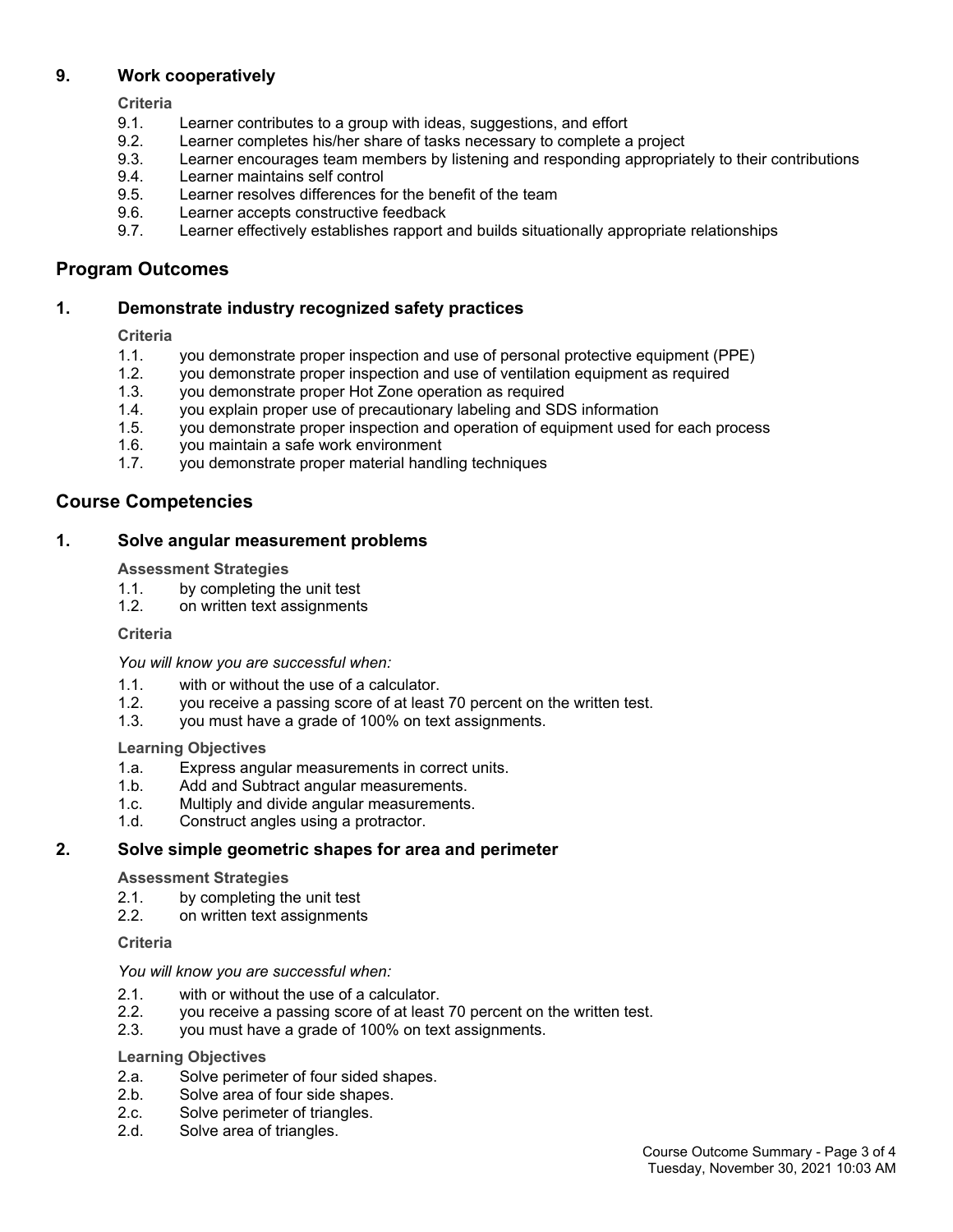### 9. Work cooperatively

**Criteria**

9.1. Learner contributes to a group with ideas, suggestions, and effort
9.2. Learner completes his/her share of tasks necessary to complete a project
9.3. Learner encourages team members by listening and responding appropriately to their contributions
9.4. Learner maintains self control
9.5. Learner resolves differences for the benefit of the team
9.6. Learner accepts constructive feedback
9.7. Learner effectively establishes rapport and builds situationally appropriate relationships

## Program Outcomes

### 1. Demonstrate industry recognized safety practices

**Criteria**

1.1. you demonstrate proper inspection and use of personal protective equipment (PPE)
1.2. you demonstrate proper inspection and use of ventilation equipment as required
1.3. you demonstrate proper Hot Zone operation as required
1.4. you explain proper use of precautionary labeling and SDS information
1.5. you demonstrate proper inspection and operation of equipment used for each process
1.6. you maintain a safe work environment
1.7. you demonstrate proper material handling techniques

## Course Competencies

### 1. Solve angular measurement problems

**Assessment Strategies**

1.1. by completing the unit test
1.2. on written text assignments

**Criteria**

*You will know you are successful when:*

1.1. with or without the use of a calculator.
1.2. you receive a passing score of at least 70 percent on the written test.
1.3. you must have a grade of 100% on text assignments.

**Learning Objectives**

1.a. Express angular measurements in correct units.
1.b. Add and Subtract angular measurements.
1.c. Multiply and divide angular measurements.
1.d. Construct angles using a protractor.

### 2. Solve simple geometric shapes for area and perimeter

**Assessment Strategies**

2.1. by completing the unit test
2.2. on written text assignments

**Criteria**

*You will know you are successful when:*

2.1. with or without the use of a calculator.
2.2. you receive a passing score of at least 70 percent on the written test.
2.3. you must have a grade of 100% on text assignments.

**Learning Objectives**

2.a. Solve perimeter of four sided shapes.
2.b. Solve area of four side shapes.
2.c. Solve perimeter of triangles.
2.d. Solve area of triangles.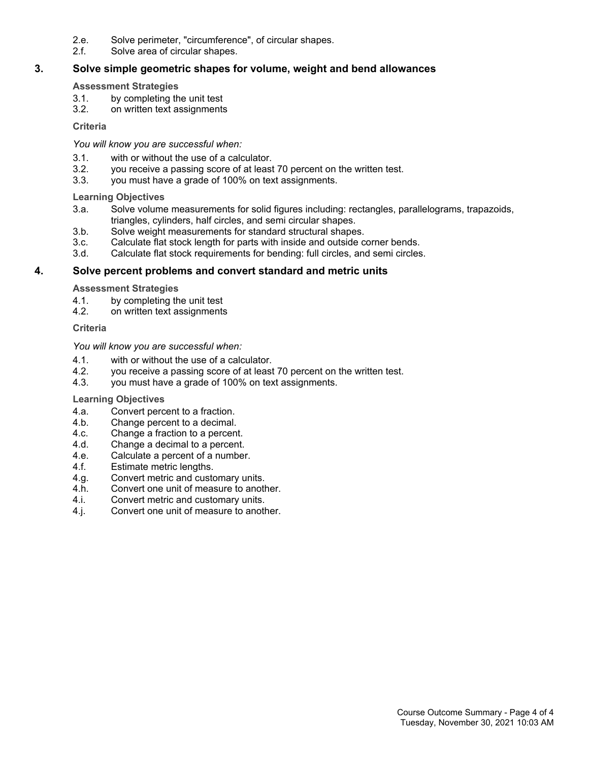2.e. Solve perimeter, "circumference", of circular shapes.
2.f. Solve area of circular shapes.

## 3. Solve simple geometric shapes for volume, weight and bend allowances

**Assessment Strategies**

3.1. by completing the unit test
3.2. on written text assignments

**Criteria**

*You will know you are successful when:*

3.1. with or without the use of a calculator.
3.2. you receive a passing score of at least 70 percent on the written test.
3.3. you must have a grade of 100% on text assignments.

**Learning Objectives**

3.a. Solve volume measurements for solid figures including: rectangles, parallelograms, trapazoids, triangles, cylinders, half circles, and semi circular shapes.
3.b. Solve weight measurements for standard structural shapes.
3.c. Calculate flat stock length for parts with inside and outside corner bends.
3.d. Calculate flat stock requirements for bending: full circles, and semi circles.

## 4. Solve percent problems and convert standard and metric units

**Assessment Strategies**

4.1. by completing the unit test
4.2. on written text assignments

**Criteria**

*You will know you are successful when:*

4.1. with or without the use of a calculator.
4.2. you receive a passing score of at least 70 percent on the written test.
4.3. you must have a grade of 100% on text assignments.

**Learning Objectives**

4.a. Convert percent to a fraction.
4.b. Change percent to a decimal.
4.c. Change a fraction to a percent.
4.d. Change a decimal to a percent.
4.e. Calculate a percent of a number.
4.f. Estimate metric lengths.
4.g. Convert metric and customary units.
4.h. Convert one unit of measure to another.
4.i. Convert metric and customary units.
4.j. Convert one unit of measure to another.